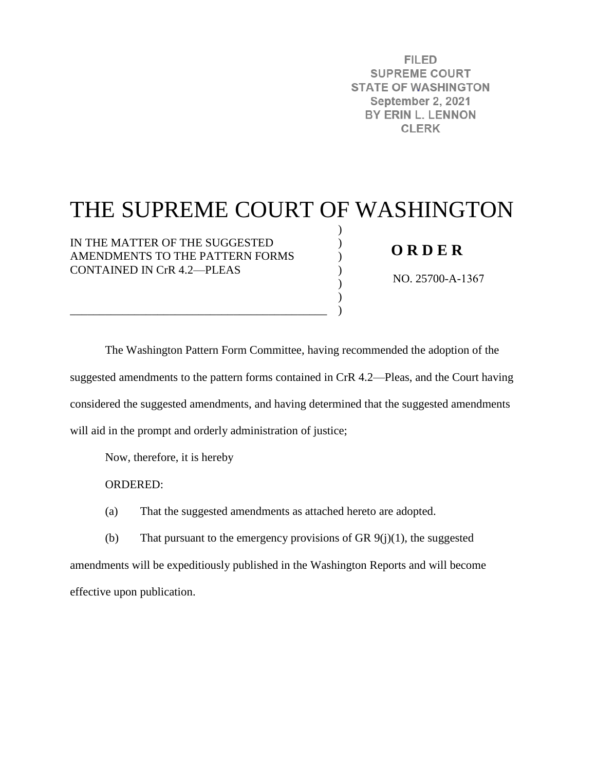FILED
SUPREME COURT
STATE OF WASHINGTON
September 2, 2021
BY ERIN L. LENNON
CLERK

# THE SUPREME COURT OF WASHINGTON

IN THE MATTER OF THE SUGGESTED AMENDMENTS TO THE PATTERN FORMS CONTAINED IN CrR 4.2—PLEAS

**O R D E R**

NO. 25700-A-1367

The Washington Pattern Form Committee, having recommended the adoption of the suggested amendments to the pattern forms contained in CrR 4.2—Pleas, and the Court having considered the suggested amendments, and having determined that the suggested amendments will aid in the prompt and orderly administration of justice;

Now, therefore, it is hereby

ORDERED:

(a) That the suggested amendments as attached hereto are adopted.

(b) That pursuant to the emergency provisions of GR 9(j)(1), the suggested amendments will be expeditiously published in the Washington Reports and will become effective upon publication.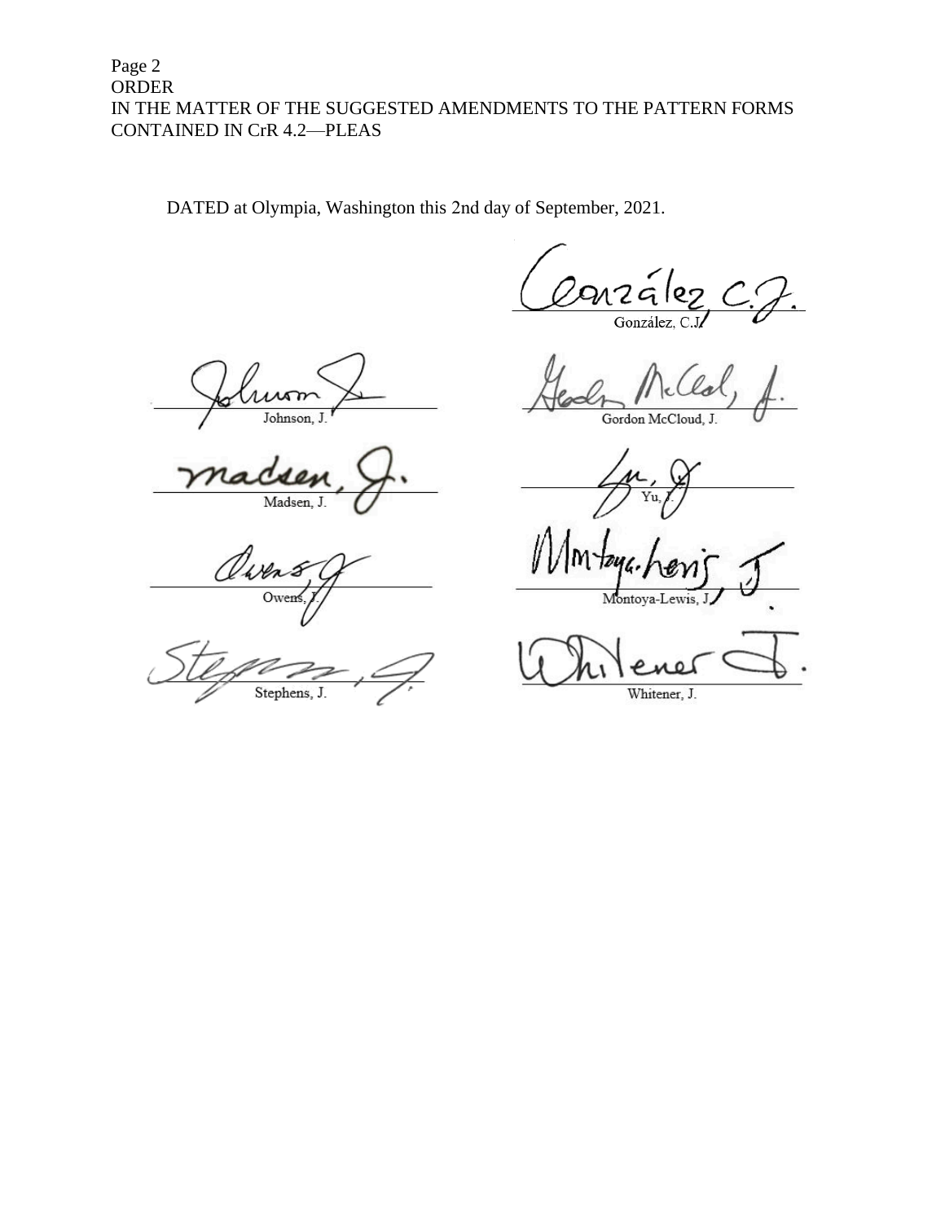DATED at Olympia, Washington this 2nd day of September, 2021.

González, C.J.

Johnson, J.

Gordon McCloud, J.

Madsen, J.

Yu, J.

Owens, J.

Montoya-Lewis, J.

Stephens, J.

Whitener, J.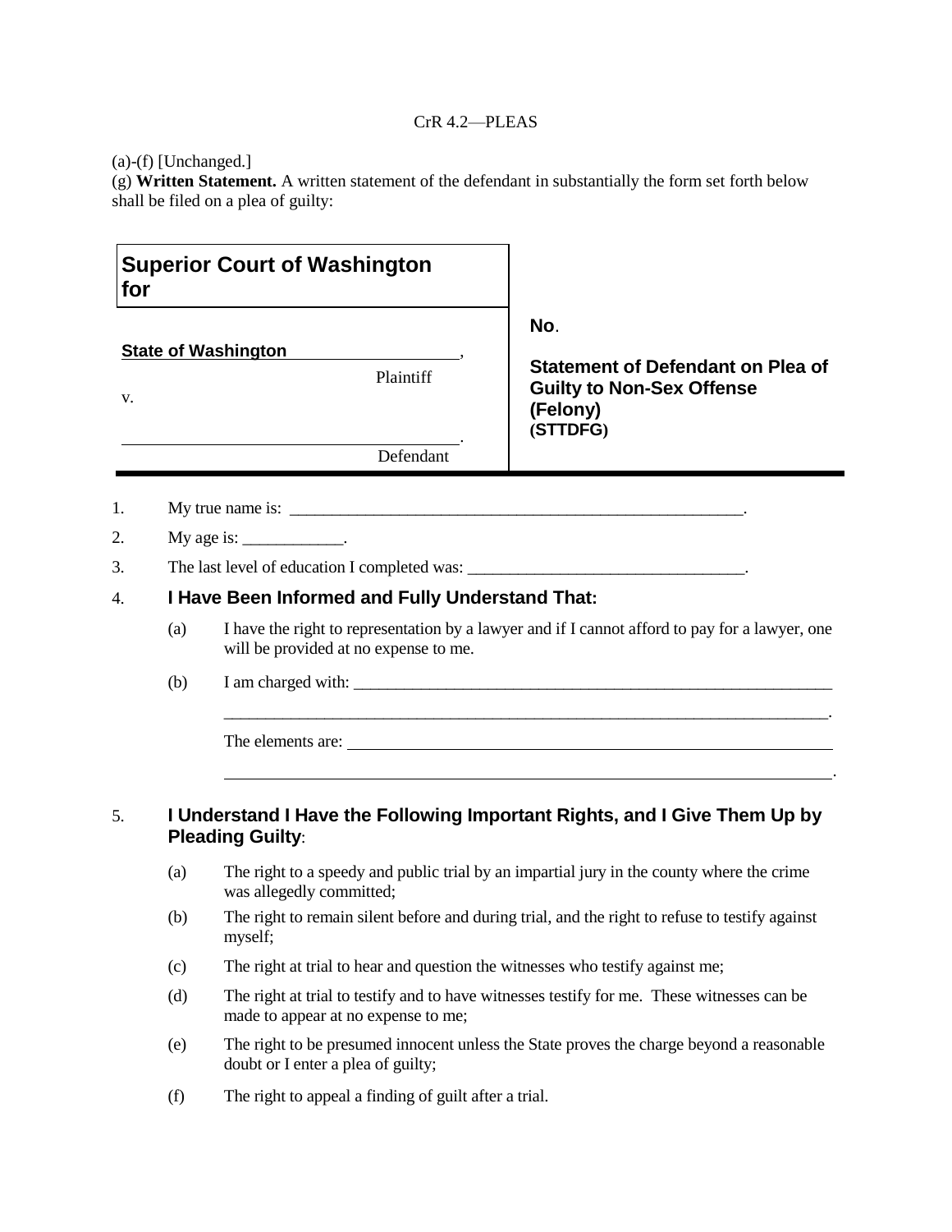CrR 4.2—PLEAS

(a)-(f) [Unchanged.]

(g) **Written Statement.** A written statement of the defendant in substantially the form set forth below shall be filed on a plea of guilty:

| **Superior Court of Washington for** | |
|---|---|
| **State of Washington** ____________________, Plaintiff<br><br>v.<br><br>________________________________________. Defendant | **No**.<br><br>**Statement of Defendant on Plea of Guilty to Non-Sex Offense (Felony)**<br>**(STTDFG)** |

1. My true name is: ________________________________________________________.

2. My age is: ____________.

3. The last level of education I completed was: _________________________________.

4. **I Have Been Informed and Fully Understand That:**

   (a) I have the right to representation by a lawyer and if I cannot afford to pay for a lawyer, one will be provided at no expense to me.

   (b) I am charged with: ____________________________________________________________

   ___________________________________________________________________________.

   The elements are: ______________________________________________________________

   ___________________________________________________________________________.

5. **I Understand I Have the Following Important Rights, and I Give Them Up by Pleading Guilty:**

   (a) The right to a speedy and public trial by an impartial jury in the county where the crime was allegedly committed;

   (b) The right to remain silent before and during trial, and the right to refuse to testify against myself;

   (c) The right at trial to hear and question the witnesses who testify against me;

   (d) The right at trial to testify and to have witnesses testify for me. These witnesses can be made to appear at no expense to me;

   (e) The right to be presumed innocent unless the State proves the charge beyond a reasonable doubt or I enter a plea of guilty;

   (f) The right to appeal a finding of guilt after a trial.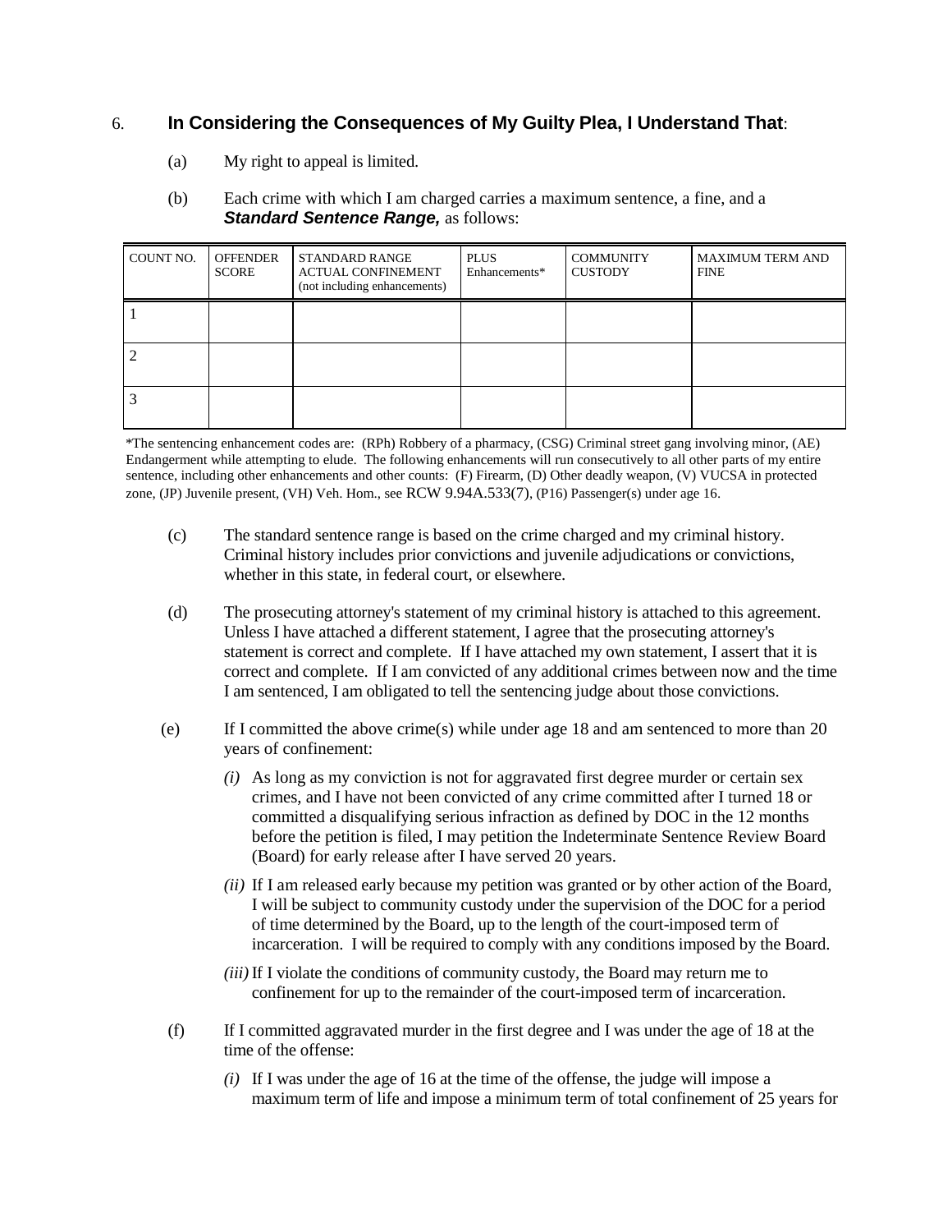6. **In Considering the Consequences of My Guilty Plea, I Understand That**:

(a) My right to appeal is limited.

(b) Each crime with which I am charged carries a maximum sentence, a fine, and a ***Standard Sentence Range,*** as follows:

| COUNT NO. | OFFENDER SCORE | STANDARD RANGE ACTUAL CONFINEMENT (not including enhancements) | PLUS Enhancements* | COMMUNITY CUSTODY | MAXIMUM TERM AND FINE |
|---|---|---|---|---|---|
| 1 | | | | | |
| 2 | | | | | |
| 3 | | | | | |

*The sentencing enhancement codes are: (RPh) Robbery of a pharmacy, (CSG) Criminal street gang involving minor, (AE) Endangerment while attempting to elude. The following enhancements will run consecutively to all other parts of my entire sentence, including other enhancements and other counts: (F) Firearm, (D) Other deadly weapon, (V) VUCSA in protected zone, (JP) Juvenile present, (VH) Veh. Hom., see RCW 9.94A.533(7), (P16) Passenger(s) under age 16.

(c) The standard sentence range is based on the crime charged and my criminal history. Criminal history includes prior convictions and juvenile adjudications or convictions, whether in this state, in federal court, or elsewhere.

(d) The prosecuting attorney's statement of my criminal history is attached to this agreement. Unless I have attached a different statement, I agree that the prosecuting attorney's statement is correct and complete. If I have attached my own statement, I assert that it is correct and complete. If I am convicted of any additional crimes between now and the time I am sentenced, I am obligated to tell the sentencing judge about those convictions.

(e) If I committed the above crime(s) while under age 18 and am sentenced to more than 20 years of confinement:

*(i)* As long as my conviction is not for aggravated first degree murder or certain sex crimes, and I have not been convicted of any crime committed after I turned 18 or committed a disqualifying serious infraction as defined by DOC in the 12 months before the petition is filed, I may petition the Indeterminate Sentence Review Board (Board) for early release after I have served 20 years.

*(ii)* If I am released early because my petition was granted or by other action of the Board, I will be subject to community custody under the supervision of the DOC for a period of time determined by the Board, up to the length of the court-imposed term of incarceration. I will be required to comply with any conditions imposed by the Board.

*(iii)* If I violate the conditions of community custody, the Board may return me to confinement for up to the remainder of the court-imposed term of incarceration.

(f) If I committed aggravated murder in the first degree and I was under the age of 18 at the time of the offense:

*(i)* If I was under the age of 16 at the time of the offense, the judge will impose a maximum term of life and impose a minimum term of total confinement of 25 years for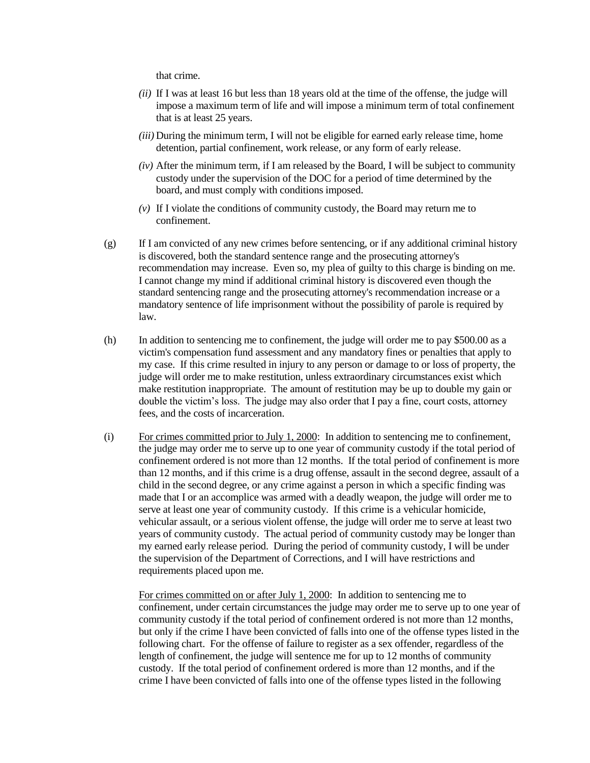that crime.

*(ii)* If I was at least 16 but less than 18 years old at the time of the offense, the judge will impose a maximum term of life and will impose a minimum term of total confinement that is at least 25 years.

*(iii)* During the minimum term, I will not be eligible for earned early release time, home detention, partial confinement, work release, or any form of early release.

*(iv)* After the minimum term, if I am released by the Board, I will be subject to community custody under the supervision of the DOC for a period of time determined by the board, and must comply with conditions imposed.

*(v)* If I violate the conditions of community custody, the Board may return me to confinement.

(g) If I am convicted of any new crimes before sentencing, or if any additional criminal history is discovered, both the standard sentence range and the prosecuting attorney's recommendation may increase. Even so, my plea of guilty to this charge is binding on me. I cannot change my mind if additional criminal history is discovered even though the standard sentencing range and the prosecuting attorney's recommendation increase or a mandatory sentence of life imprisonment without the possibility of parole is required by law.

(h) In addition to sentencing me to confinement, the judge will order me to pay $500.00 as a victim's compensation fund assessment and any mandatory fines or penalties that apply to my case. If this crime resulted in injury to any person or damage to or loss of property, the judge will order me to make restitution, unless extraordinary circumstances exist which make restitution inappropriate. The amount of restitution may be up to double my gain or double the victim's loss. The judge may also order that I pay a fine, court costs, attorney fees, and the costs of incarceration.

(i) <u>For crimes committed prior to July 1, 2000</u>: In addition to sentencing me to confinement, the judge may order me to serve up to one year of community custody if the total period of confinement ordered is not more than 12 months. If the total period of confinement is more than 12 months, and if this crime is a drug offense, assault in the second degree, assault of a child in the second degree, or any crime against a person in which a specific finding was made that I or an accomplice was armed with a deadly weapon, the judge will order me to serve at least one year of community custody. If this crime is a vehicular homicide, vehicular assault, or a serious violent offense, the judge will order me to serve at least two years of community custody. The actual period of community custody may be longer than my earned early release period. During the period of community custody, I will be under the supervision of the Department of Corrections, and I will have restrictions and requirements placed upon me.

<u>For crimes committed on or after July 1, 2000</u>: In addition to sentencing me to confinement, under certain circumstances the judge may order me to serve up to one year of community custody if the total period of confinement ordered is not more than 12 months, but only if the crime I have been convicted of falls into one of the offense types listed in the following chart. For the offense of failure to register as a sex offender, regardless of the length of confinement, the judge will sentence me for up to 12 months of community custody. If the total period of confinement ordered is more than 12 months, and if the crime I have been convicted of falls into one of the offense types listed in the following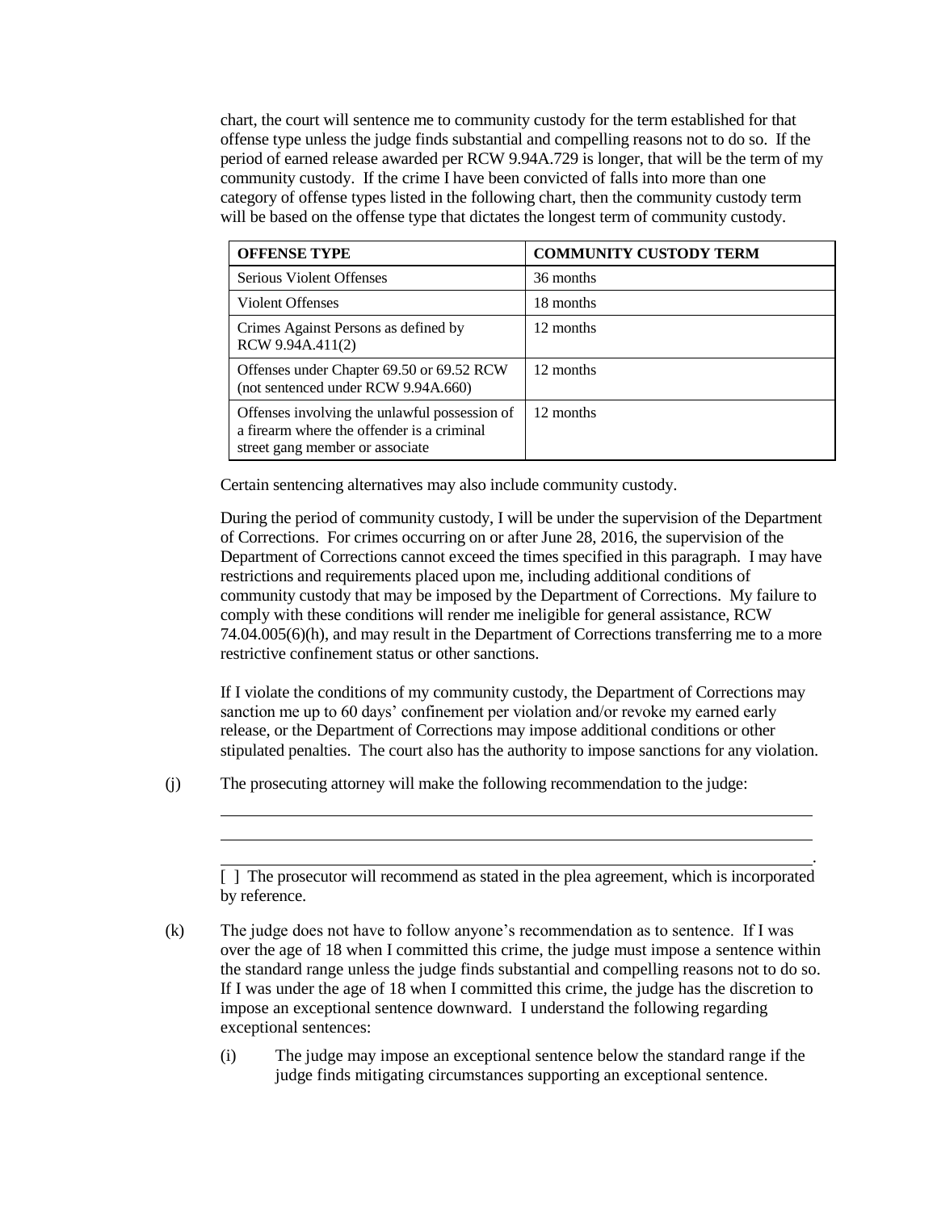chart, the court will sentence me to community custody for the term established for that offense type unless the judge finds substantial and compelling reasons not to do so. If the period of earned release awarded per RCW 9.94A.729 is longer, that will be the term of my community custody. If the crime I have been convicted of falls into more than one category of offense types listed in the following chart, then the community custody term will be based on the offense type that dictates the longest term of community custody.

| OFFENSE TYPE | COMMUNITY CUSTODY TERM |
|---|---|
| Serious Violent Offenses | 36 months |
| Violent Offenses | 18 months |
| Crimes Against Persons as defined by RCW 9.94A.411(2) | 12 months |
| Offenses under Chapter 69.50 or 69.52 RCW (not sentenced under RCW 9.94A.660) | 12 months |
| Offenses involving the unlawful possession of a firearm where the offender is a criminal street gang member or associate | 12 months |

Certain sentencing alternatives may also include community custody.

During the period of community custody, I will be under the supervision of the Department of Corrections. For crimes occurring on or after June 28, 2016, the supervision of the Department of Corrections cannot exceed the times specified in this paragraph. I may have restrictions and requirements placed upon me, including additional conditions of community custody that may be imposed by the Department of Corrections. My failure to comply with these conditions will render me ineligible for general assistance, RCW 74.04.005(6)(h), and may result in the Department of Corrections transferring me to a more restrictive confinement status or other sanctions.

If I violate the conditions of my community custody, the Department of Corrections may sanction me up to 60 days' confinement per violation and/or revoke my earned early release, or the Department of Corrections may impose additional conditions or other stipulated penalties. The court also has the authority to impose sanctions for any violation.

(j) The prosecuting attorney will make the following recommendation to the judge:

\_\_\_\_\_\_\_\_\_\_\_\_\_\_\_\_\_\_\_\_\_\_\_\_\_\_\_\_\_\_\_\_\_\_\_\_\_\_\_\_\_\_\_\_\_\_\_\_\_\_\_\_\_\_\_\_\_\_\_\_\_\_\_\_

\_\_\_\_\_\_\_\_\_\_\_\_\_\_\_\_\_\_\_\_\_\_\_\_\_\_\_\_\_\_\_\_\_\_\_\_\_\_\_\_\_\_\_\_\_\_\_\_\_\_\_\_\_\_\_\_\_\_\_\_\_\_\_\_

\_\_\_\_\_\_\_\_\_\_\_\_\_\_\_\_\_\_\_\_\_\_\_\_\_\_\_\_\_\_\_\_\_\_\_\_\_\_\_\_\_\_\_\_\_\_\_\_\_\_\_\_\_\_\_\_\_\_\_\_\_\_\_\_.

[ ] The prosecutor will recommend as stated in the plea agreement, which is incorporated by reference.

(k) The judge does not have to follow anyone's recommendation as to sentence. If I was over the age of 18 when I committed this crime, the judge must impose a sentence within the standard range unless the judge finds substantial and compelling reasons not to do so. If I was under the age of 18 when I committed this crime, the judge has the discretion to impose an exceptional sentence downward. I understand the following regarding exceptional sentences:

(i) The judge may impose an exceptional sentence below the standard range if the judge finds mitigating circumstances supporting an exceptional sentence.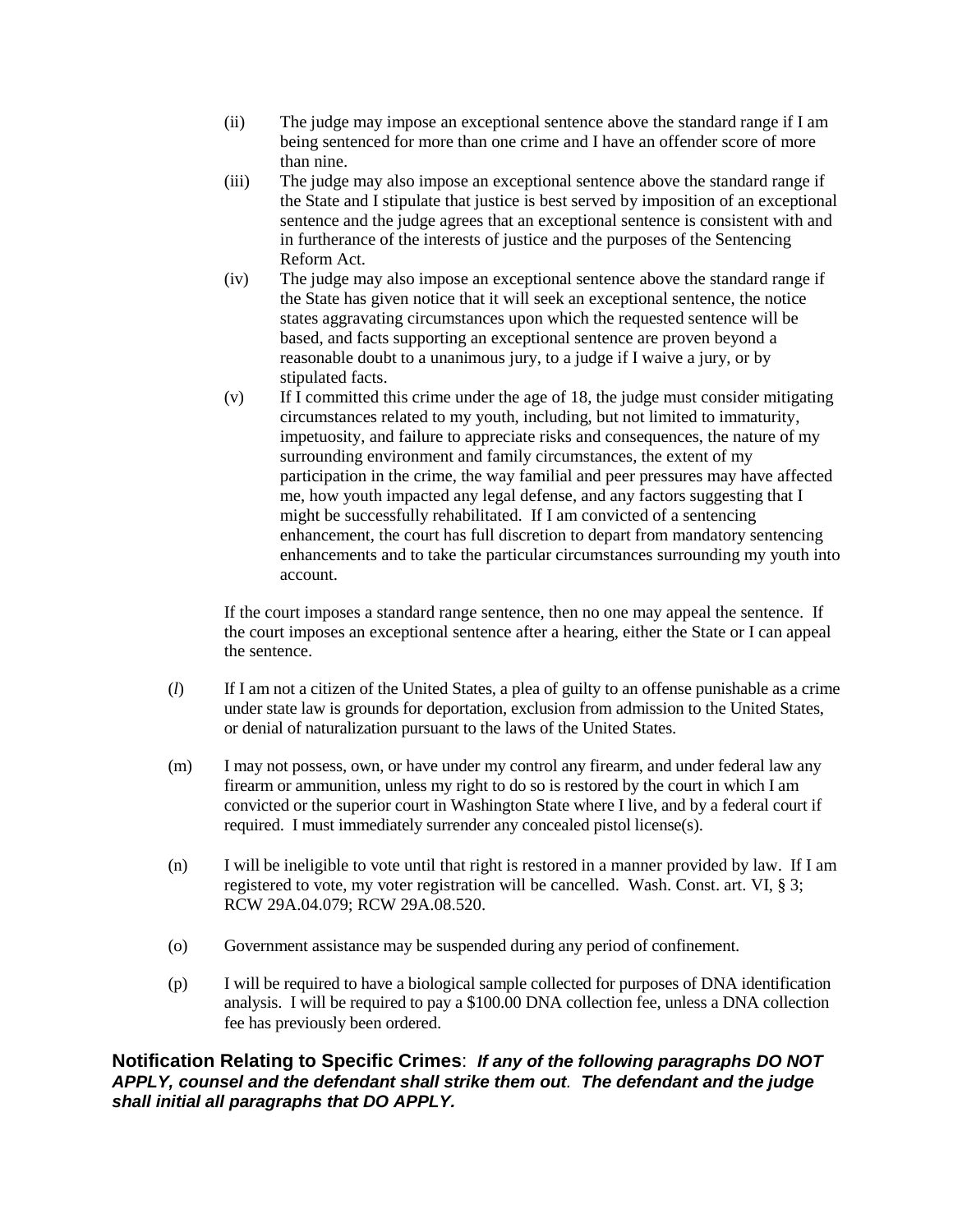(ii) The judge may impose an exceptional sentence above the standard range if I am being sentenced for more than one crime and I have an offender score of more than nine.

(iii) The judge may also impose an exceptional sentence above the standard range if the State and I stipulate that justice is best served by imposition of an exceptional sentence and the judge agrees that an exceptional sentence is consistent with and in furtherance of the interests of justice and the purposes of the Sentencing Reform Act.

(iv) The judge may also impose an exceptional sentence above the standard range if the State has given notice that it will seek an exceptional sentence, the notice states aggravating circumstances upon which the requested sentence will be based, and facts supporting an exceptional sentence are proven beyond a reasonable doubt to a unanimous jury, to a judge if I waive a jury, or by stipulated facts.

(v) If I committed this crime under the age of 18, the judge must consider mitigating circumstances related to my youth, including, but not limited to immaturity, impetuosity, and failure to appreciate risks and consequences, the nature of my surrounding environment and family circumstances, the extent of my participation in the crime, the way familial and peer pressures may have affected me, how youth impacted any legal defense, and any factors suggesting that I might be successfully rehabilitated. If I am convicted of a sentencing enhancement, the court has full discretion to depart from mandatory sentencing enhancements and to take the particular circumstances surrounding my youth into account.

If the court imposes a standard range sentence, then no one may appeal the sentence. If the court imposes an exceptional sentence after a hearing, either the State or I can appeal the sentence.

(*l*) If I am not a citizen of the United States, a plea of guilty to an offense punishable as a crime under state law is grounds for deportation, exclusion from admission to the United States, or denial of naturalization pursuant to the laws of the United States.

(m) I may not possess, own, or have under my control any firearm, and under federal law any firearm or ammunition, unless my right to do so is restored by the court in which I am convicted or the superior court in Washington State where I live, and by a federal court if required. I must immediately surrender any concealed pistol license(s).

(n) I will be ineligible to vote until that right is restored in a manner provided by law. If I am registered to vote, my voter registration will be cancelled. Wash. Const. art. VI, § 3; RCW 29A.04.079; RCW 29A.08.520.

(o) Government assistance may be suspended during any period of confinement.

(p) I will be required to have a biological sample collected for purposes of DNA identification analysis. I will be required to pay a $100.00 DNA collection fee, unless a DNA collection fee has previously been ordered.

**Notification Relating to Specific Crimes**: ***If any of the following paragraphs DO NOT APPLY, counsel and the defendant shall strike them out. The defendant and the judge shall initial all paragraphs that DO APPLY.***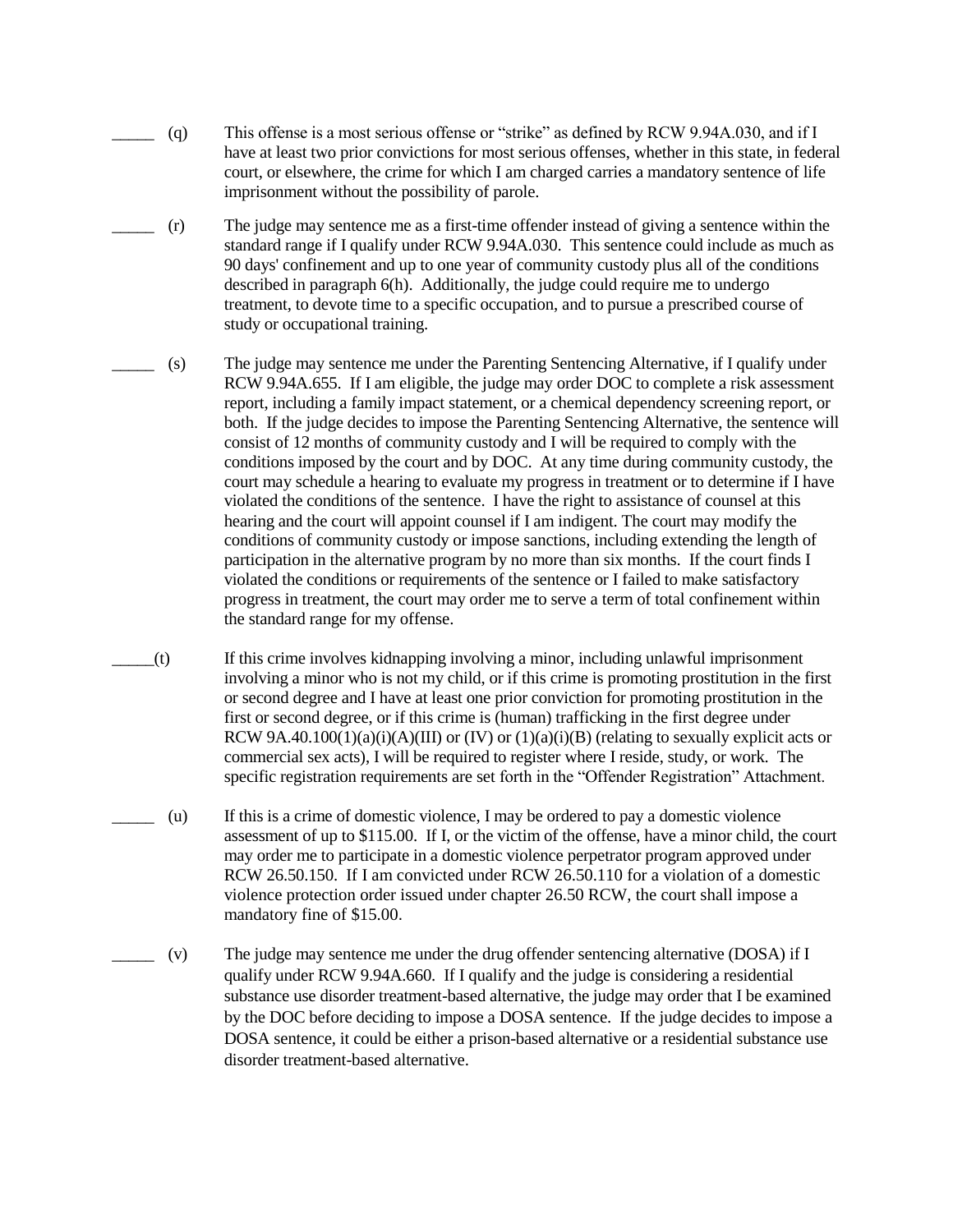_____ (q) This offense is a most serious offense or "strike" as defined by RCW 9.94A.030, and if I have at least two prior convictions for most serious offenses, whether in this state, in federal court, or elsewhere, the crime for which I am charged carries a mandatory sentence of life imprisonment without the possibility of parole.

_____ (r) The judge may sentence me as a first-time offender instead of giving a sentence within the standard range if I qualify under RCW 9.94A.030. This sentence could include as much as 90 days' confinement and up to one year of community custody plus all of the conditions described in paragraph 6(h). Additionally, the judge could require me to undergo treatment, to devote time to a specific occupation, and to pursue a prescribed course of study or occupational training.

_____ (s) The judge may sentence me under the Parenting Sentencing Alternative, if I qualify under RCW 9.94A.655. If I am eligible, the judge may order DOC to complete a risk assessment report, including a family impact statement, or a chemical dependency screening report, or both. If the judge decides to impose the Parenting Sentencing Alternative, the sentence will consist of 12 months of community custody and I will be required to comply with the conditions imposed by the court and by DOC. At any time during community custody, the court may schedule a hearing to evaluate my progress in treatment or to determine if I have violated the conditions of the sentence. I have the right to assistance of counsel at this hearing and the court will appoint counsel if I am indigent. The court may modify the conditions of community custody or impose sanctions, including extending the length of participation in the alternative program by no more than six months. If the court finds I violated the conditions or requirements of the sentence or I failed to make satisfactory progress in treatment, the court may order me to serve a term of total confinement within the standard range for my offense.

_____(t) If this crime involves kidnapping involving a minor, including unlawful imprisonment involving a minor who is not my child, or if this crime is promoting prostitution in the first or second degree and I have at least one prior conviction for promoting prostitution in the first or second degree, or if this crime is (human) trafficking in the first degree under RCW 9A.40.100(1)(a)(i)(A)(III) or (IV) or (1)(a)(i)(B) (relating to sexually explicit acts or commercial sex acts), I will be required to register where I reside, study, or work. The specific registration requirements are set forth in the "Offender Registration" Attachment.

_____ (u) If this is a crime of domestic violence, I may be ordered to pay a domestic violence assessment of up to $115.00. If I, or the victim of the offense, have a minor child, the court may order me to participate in a domestic violence perpetrator program approved under RCW 26.50.150. If I am convicted under RCW 26.50.110 for a violation of a domestic violence protection order issued under chapter 26.50 RCW, the court shall impose a mandatory fine of $15.00.

_____ (v) The judge may sentence me under the drug offender sentencing alternative (DOSA) if I qualify under RCW 9.94A.660. If I qualify and the judge is considering a residential substance use disorder treatment-based alternative, the judge may order that I be examined by the DOC before deciding to impose a DOSA sentence. If the judge decides to impose a DOSA sentence, it could be either a prison-based alternative or a residential substance use disorder treatment-based alternative.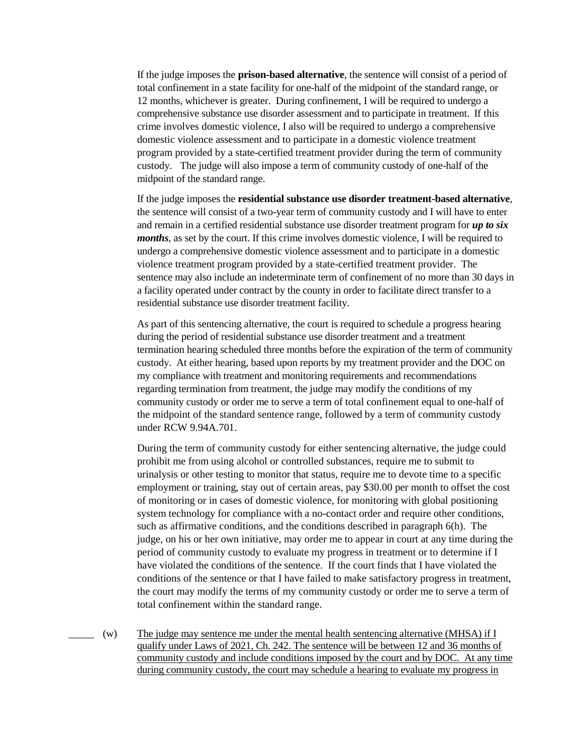If the judge imposes the **prison-based alternative**, the sentence will consist of a period of total confinement in a state facility for one-half of the midpoint of the standard range, or 12 months, whichever is greater. During confinement, I will be required to undergo a comprehensive substance use disorder assessment and to participate in treatment. If this crime involves domestic violence, I also will be required to undergo a comprehensive domestic violence assessment and to participate in a domestic violence treatment program provided by a state-certified treatment provider during the term of community custody. The judge will also impose a term of community custody of one-half of the midpoint of the standard range.

If the judge imposes the **residential substance use disorder treatment-based alternative**, the sentence will consist of a two-year term of community custody and I will have to enter and remain in a certified residential substance use disorder treatment program for ***up to six months***, as set by the court. If this crime involves domestic violence, I will be required to undergo a comprehensive domestic violence assessment and to participate in a domestic violence treatment program provided by a state-certified treatment provider. The sentence may also include an indeterminate term of confinement of no more than 30 days in a facility operated under contract by the county in order to facilitate direct transfer to a residential substance use disorder treatment facility.

As part of this sentencing alternative, the court is required to schedule a progress hearing during the period of residential substance use disorder treatment and a treatment termination hearing scheduled three months before the expiration of the term of community custody. At either hearing, based upon reports by my treatment provider and the DOC on my compliance with treatment and monitoring requirements and recommendations regarding termination from treatment, the judge may modify the conditions of my community custody or order me to serve a term of total confinement equal to one-half of the midpoint of the standard sentence range, followed by a term of community custody under RCW 9.94A.701.

During the term of community custody for either sentencing alternative, the judge could prohibit me from using alcohol or controlled substances, require me to submit to urinalysis or other testing to monitor that status, require me to devote time to a specific employment or training, stay out of certain areas, pay $30.00 per month to offset the cost of monitoring or in cases of domestic violence, for monitoring with global positioning system technology for compliance with a no-contact order and require other conditions, such as affirmative conditions, and the conditions described in paragraph 6(h). The judge, on his or her own initiative, may order me to appear in court at any time during the period of community custody to evaluate my progress in treatment or to determine if I have violated the conditions of the sentence. If the court finds that I have violated the conditions of the sentence or that I have failed to make satisfactory progress in treatment, the court may modify the terms of my community custody or order me to serve a term of total confinement within the standard range.

_____ (w) The judge may sentence me under the mental health sentencing alternative (MHSA) if I qualify under Laws of 2021, Ch. 242. The sentence will be between 12 and 36 months of community custody and include conditions imposed by the court and by DOC. At any time during community custody, the court may schedule a hearing to evaluate my progress in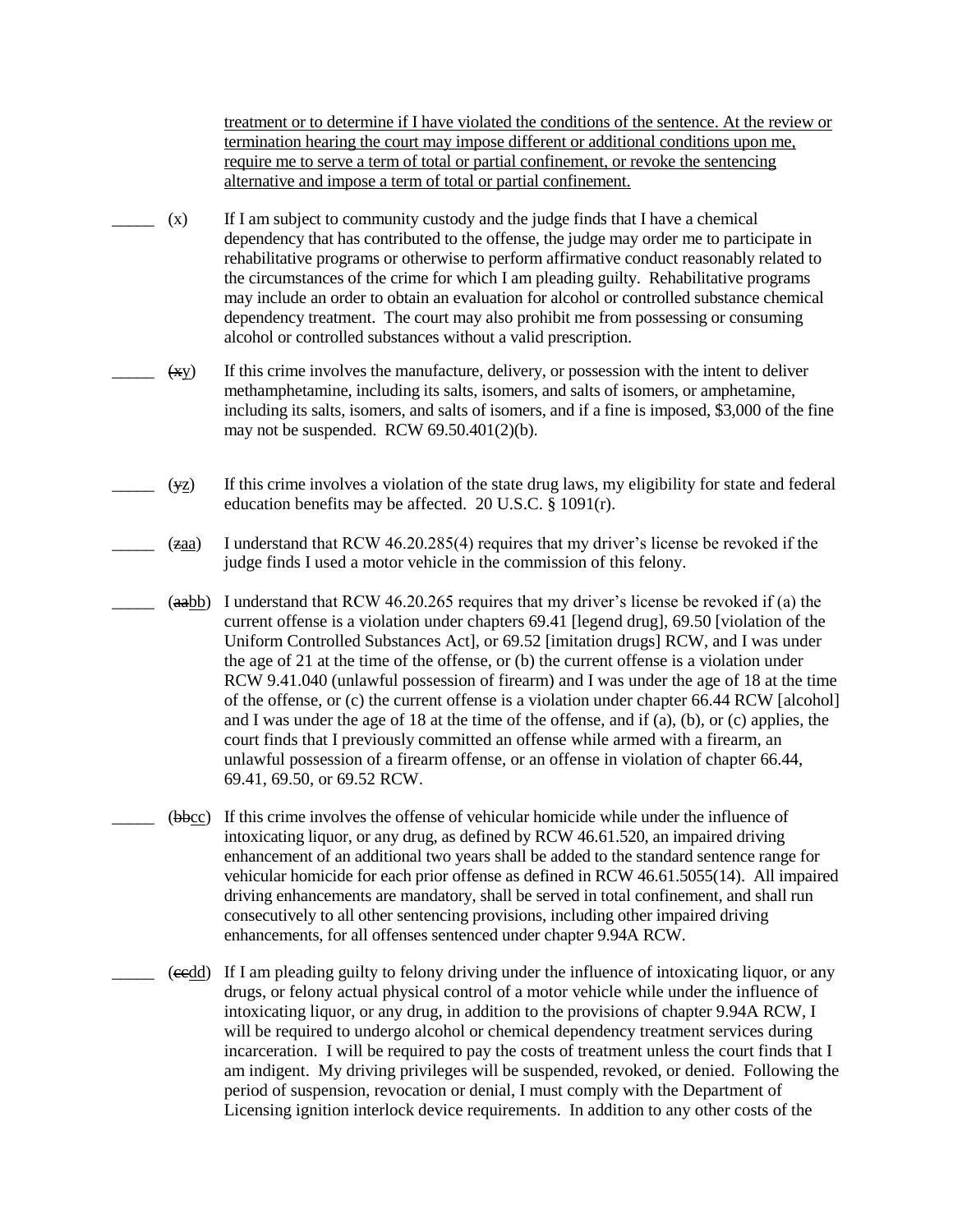treatment or to determine if I have violated the conditions of the sentence. At the review or termination hearing the court may impose different or additional conditions upon me, require me to serve a term of total or partial confinement, or revoke the sentencing alternative and impose a term of total or partial confinement.

_____ (x) If I am subject to community custody and the judge finds that I have a chemical dependency that has contributed to the offense, the judge may order me to participate in rehabilitative programs or otherwise to perform affirmative conduct reasonably related to the circumstances of the crime for which I am pleading guilty. Rehabilitative programs may include an order to obtain an evaluation for alcohol or controlled substance chemical dependency treatment. The court may also prohibit me from possessing or consuming alcohol or controlled substances without a valid prescription.

_____ (~~x~~y) If this crime involves the manufacture, delivery, or possession with the intent to deliver methamphetamine, including its salts, isomers, and salts of isomers, or amphetamine, including its salts, isomers, and salts of isomers, and if a fine is imposed, $3,000 of the fine may not be suspended. RCW 69.50.401(2)(b).

_____ (~~y~~z) If this crime involves a violation of the state drug laws, my eligibility for state and federal education benefits may be affected. 20 U.S.C. § 1091(r).

_____ (~~z~~aa) I understand that RCW 46.20.285(4) requires that my driver's license be revoked if the judge finds I used a motor vehicle in the commission of this felony.

_____ (~~aa~~bb) I understand that RCW 46.20.265 requires that my driver's license be revoked if (a) the current offense is a violation under chapters 69.41 [legend drug], 69.50 [violation of the Uniform Controlled Substances Act], or 69.52 [imitation drugs] RCW, and I was under the age of 21 at the time of the offense, or (b) the current offense is a violation under RCW 9.41.040 (unlawful possession of firearm) and I was under the age of 18 at the time of the offense, or (c) the current offense is a violation under chapter 66.44 RCW [alcohol] and I was under the age of 18 at the time of the offense, and if (a), (b), or (c) applies, the court finds that I previously committed an offense while armed with a firearm, an unlawful possession of a firearm offense, or an offense in violation of chapter 66.44, 69.41, 69.50, or 69.52 RCW.

_____ (~~bb~~cc) If this crime involves the offense of vehicular homicide while under the influence of intoxicating liquor, or any drug, as defined by RCW 46.61.520, an impaired driving enhancement of an additional two years shall be added to the standard sentence range for vehicular homicide for each prior offense as defined in RCW 46.61.5055(14). All impaired driving enhancements are mandatory, shall be served in total confinement, and shall run consecutively to all other sentencing provisions, including other impaired driving enhancements, for all offenses sentenced under chapter 9.94A RCW.

_____ (~~cc~~dd) If I am pleading guilty to felony driving under the influence of intoxicating liquor, or any drugs, or felony actual physical control of a motor vehicle while under the influence of intoxicating liquor, or any drug, in addition to the provisions of chapter 9.94A RCW, I will be required to undergo alcohol or chemical dependency treatment services during incarceration. I will be required to pay the costs of treatment unless the court finds that I am indigent. My driving privileges will be suspended, revoked, or denied. Following the period of suspension, revocation or denial, I must comply with the Department of Licensing ignition interlock device requirements. In addition to any other costs of the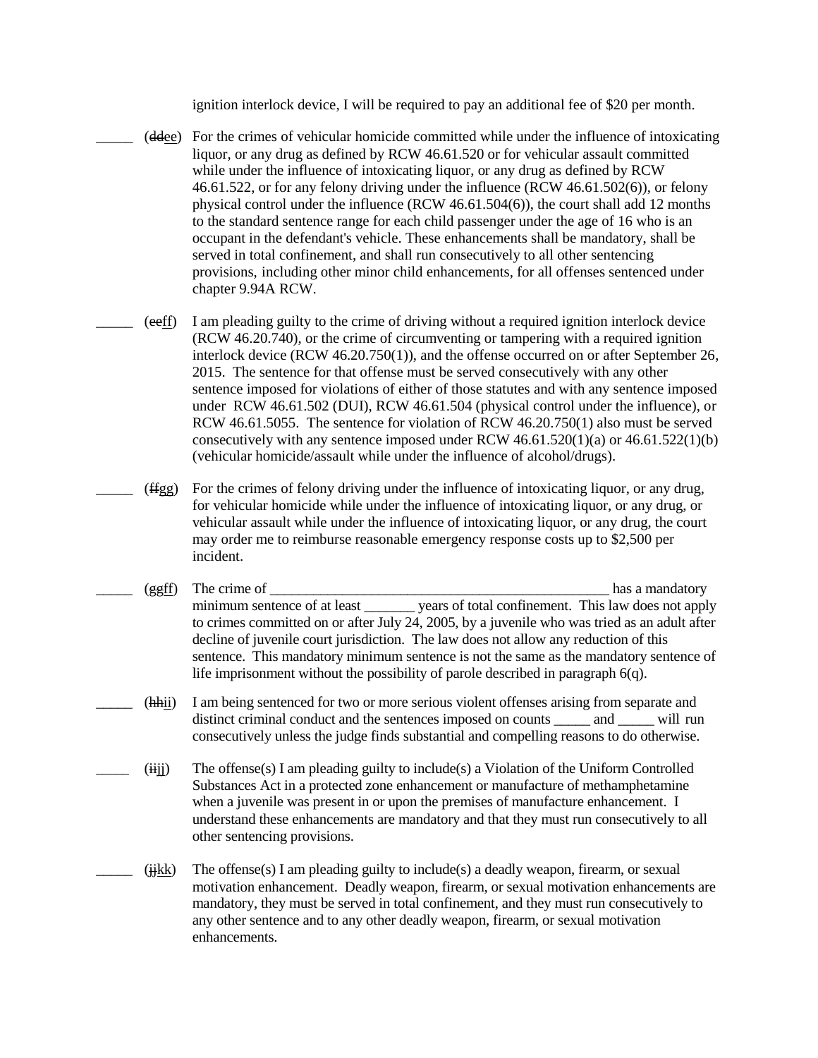ignition interlock device, I will be required to pay an additional fee of $20 per month.

_____ (~~dd~~ee) For the crimes of vehicular homicide committed while under the influence of intoxicating liquor, or any drug as defined by RCW 46.61.520 or for vehicular assault committed while under the influence of intoxicating liquor, or any drug as defined by RCW 46.61.522, or for any felony driving under the influence (RCW 46.61.502(6)), or felony physical control under the influence (RCW 46.61.504(6)), the court shall add 12 months to the standard sentence range for each child passenger under the age of 16 who is an occupant in the defendant's vehicle. These enhancements shall be mandatory, shall be served in total confinement, and shall run consecutively to all other sentencing provisions, including other minor child enhancements, for all offenses sentenced under chapter 9.94A RCW.

_____ (~~ee~~ff) I am pleading guilty to the crime of driving without a required ignition interlock device (RCW 46.20.740), or the crime of circumventing or tampering with a required ignition interlock device (RCW 46.20.750(1)), and the offense occurred on or after September 26, 2015. The sentence for that offense must be served consecutively with any other sentence imposed for violations of either of those statutes and with any sentence imposed under RCW 46.61.502 (DUI), RCW 46.61.504 (physical control under the influence), or RCW 46.61.5055. The sentence for violation of RCW 46.20.750(1) also must be served consecutively with any sentence imposed under RCW 46.61.520(1)(a) or 46.61.522(1)(b) (vehicular homicide/assault while under the influence of alcohol/drugs).

_____ (~~ff~~gg) For the crimes of felony driving under the influence of intoxicating liquor, or any drug, for vehicular homicide while under the influence of intoxicating liquor, or any drug, or vehicular assault while under the influence of intoxicating liquor, or any drug, the court may order me to reimburse reasonable emergency response costs up to $2,500 per incident.

_____ (~~gg~~ff) The crime of _________________________________________________ has a mandatory minimum sentence of at least _______ years of total confinement. This law does not apply to crimes committed on or after July 24, 2005, by a juvenile who was tried as an adult after decline of juvenile court jurisdiction. The law does not allow any reduction of this sentence. This mandatory minimum sentence is not the same as the mandatory sentence of life imprisonment without the possibility of parole described in paragraph 6(q).

_____ (~~hh~~ii) I am being sentenced for two or more serious violent offenses arising from separate and distinct criminal conduct and the sentences imposed on counts _____ and _____ will run consecutively unless the judge finds substantial and compelling reasons to do otherwise.

_____ (~~ii~~jj) The offense(s) I am pleading guilty to include(s) a Violation of the Uniform Controlled Substances Act in a protected zone enhancement or manufacture of methamphetamine when a juvenile was present in or upon the premises of manufacture enhancement. I understand these enhancements are mandatory and that they must run consecutively to all other sentencing provisions.

_____ (~~jj~~kk) The offense(s) I am pleading guilty to include(s) a deadly weapon, firearm, or sexual motivation enhancement. Deadly weapon, firearm, or sexual motivation enhancements are mandatory, they must be served in total confinement, and they must run consecutively to any other sentence and to any other deadly weapon, firearm, or sexual motivation enhancements.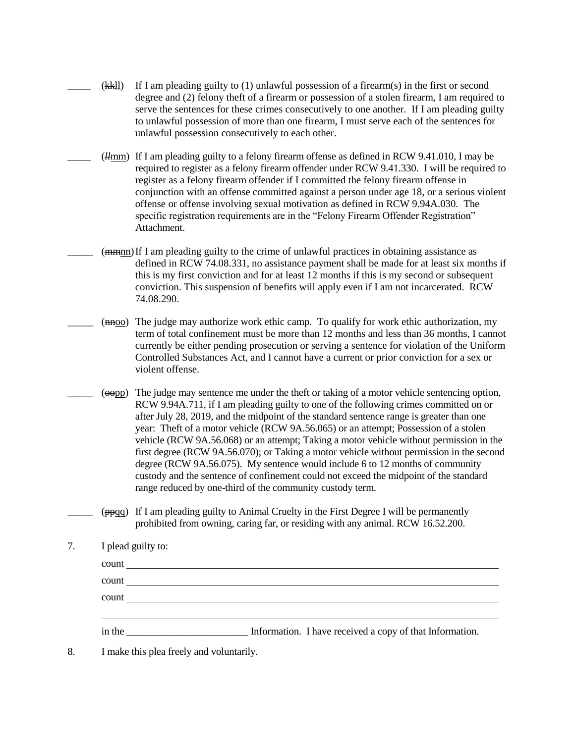_____ (~~kk~~ll) If I am pleading guilty to (1) unlawful possession of a firearm(s) in the first or second degree and (2) felony theft of a firearm or possession of a stolen firearm, I am required to serve the sentences for these crimes consecutively to one another. If I am pleading guilty to unlawful possession of more than one firearm, I must serve each of the sentences for unlawful possession consecutively to each other.

_____ (~~ll~~mm) If I am pleading guilty to a felony firearm offense as defined in RCW 9.41.010, I may be required to register as a felony firearm offender under RCW 9.41.330. I will be required to register as a felony firearm offender if I committed the felony firearm offense in conjunction with an offense committed against a person under age 18, or a serious violent offense or offense involving sexual motivation as defined in RCW 9.94A.030. The specific registration requirements are in the "Felony Firearm Offender Registration" Attachment.

_____ (~~mm~~nn) If I am pleading guilty to the crime of unlawful practices in obtaining assistance as defined in RCW 74.08.331, no assistance payment shall be made for at least six months if this is my first conviction and for at least 12 months if this is my second or subsequent conviction. This suspension of benefits will apply even if I am not incarcerated. RCW 74.08.290.

_____ (~~nn~~oo) The judge may authorize work ethic camp. To qualify for work ethic authorization, my term of total confinement must be more than 12 months and less than 36 months, I cannot currently be either pending prosecution or serving a sentence for violation of the Uniform Controlled Substances Act, and I cannot have a current or prior conviction for a sex or violent offense.

_____ (~~oo~~pp) The judge may sentence me under the theft or taking of a motor vehicle sentencing option, RCW 9.94A.711, if I am pleading guilty to one of the following crimes committed on or after July 28, 2019, and the midpoint of the standard sentence range is greater than one year: Theft of a motor vehicle (RCW 9A.56.065) or an attempt; Possession of a stolen vehicle (RCW 9A.56.068) or an attempt; Taking a motor vehicle without permission in the first degree (RCW 9A.56.070); or Taking a motor vehicle without permission in the second degree (RCW 9A.56.075). My sentence would include 6 to 12 months of community custody and the sentence of confinement could not exceed the midpoint of the standard range reduced by one-third of the community custody term.

_____ (~~pp~~qq) If I am pleading guilty to Animal Cruelty in the First Degree I will be permanently prohibited from owning, caring far, or residing with any animal. RCW 16.52.200.

7. I plead guilty to:

count ______________________________________________

count ______________________________________________

count ______________________________________________

________________________________________________________

in the ________________________ Information. I have received a copy of that Information.

8. I make this plea freely and voluntarily.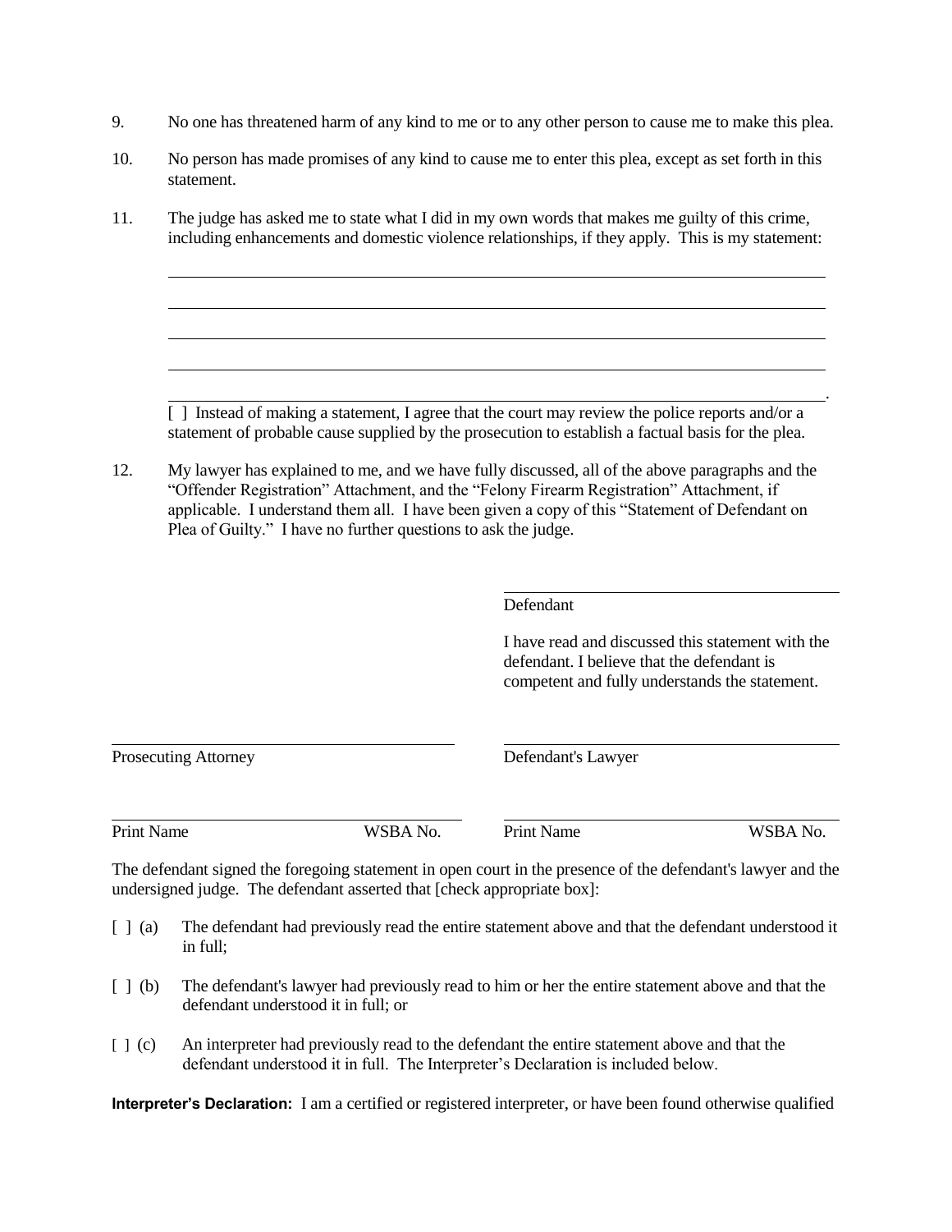9. No one has threatened harm of any kind to me or to any other person to cause me to make this plea.

10. No person has made promises of any kind to cause me to enter this plea, except as set forth in this statement.

11. The judge has asked me to state what I did in my own words that makes me guilty of this crime, including enhancements and domestic violence relationships, if they apply. This is my statement:

_______________________________________________________________________________

_______________________________________________________________________________

_______________________________________________________________________________

_______________________________________________________________________________

_______________________________________________________________________________.

[ ] Instead of making a statement, I agree that the court may review the police reports and/or a statement of probable cause supplied by the prosecution to establish a factual basis for the plea.

12. My lawyer has explained to me, and we have fully discussed, all of the above paragraphs and the "Offender Registration" Attachment, and the "Felony Firearm Registration" Attachment, if applicable. I understand them all. I have been given a copy of this "Statement of Defendant on Plea of Guilty." I have no further questions to ask the judge.

| | |
|---|---|
| | ______________________________ |
| | Defendant |
| | I have read and discussed this statement with the defendant. I believe that the defendant is competent and fully understands the statement. |
| ______________________________ | ______________________________ |
| Prosecuting Attorney | Defendant's Lawyer |
| ______________________________ | ______________________________ |
| Print Name WSBA No. | Print Name WSBA No. |

The defendant signed the foregoing statement in open court in the presence of the defendant's lawyer and the undersigned judge. The defendant asserted that [check appropriate box]:

[ ] (a) The defendant had previously read the entire statement above and that the defendant understood it in full;

[ ] (b) The defendant's lawyer had previously read to him or her the entire statement above and that the defendant understood it in full; or

[ ] (c) An interpreter had previously read to the defendant the entire statement above and that the defendant understood it in full. The Interpreter's Declaration is included below.

**Interpreter's Declaration:** I am a certified or registered interpreter, or have been found otherwise qualified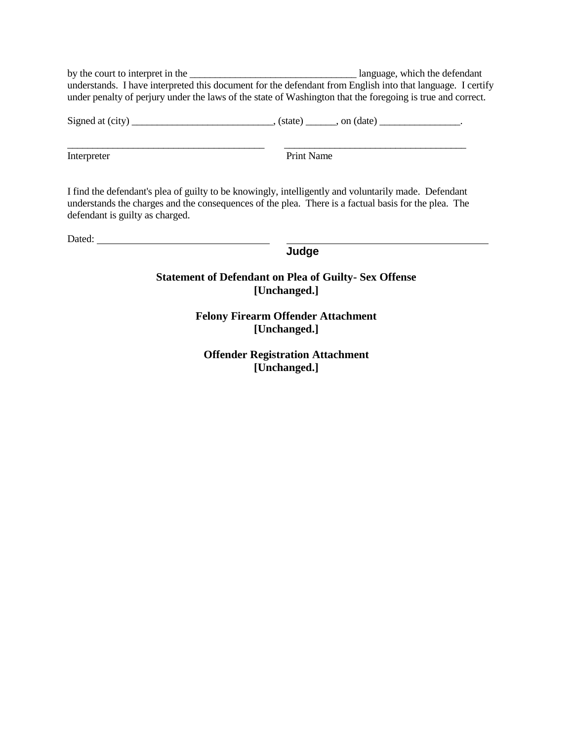by the court to interpret in the _________________________________ language, which the defendant understands. I have interpreted this document for the defendant from English into that language. I certify under penalty of perjury under the laws of the state of Washington that the foregoing is true and correct.

Signed at (city) ____________________________, (state) ______, on (date) ________________.

_______________________________________ ____________________________________

Interpreter Print Name

I find the defendant's plea of guilty to be knowingly, intelligently and voluntarily made. Defendant understands the charges and the consequences of the plea. There is a factual basis for the plea. The defendant is guilty as charged.

Dated: ____________________________________ ________________________________________

**Judge**

**Statement of Defendant on Plea of Guilty- Sex Offense**
**[Unchanged.]**

**Felony Firearm Offender Attachment**
**[Unchanged.]**

**Offender Registration Attachment**
**[Unchanged.]**